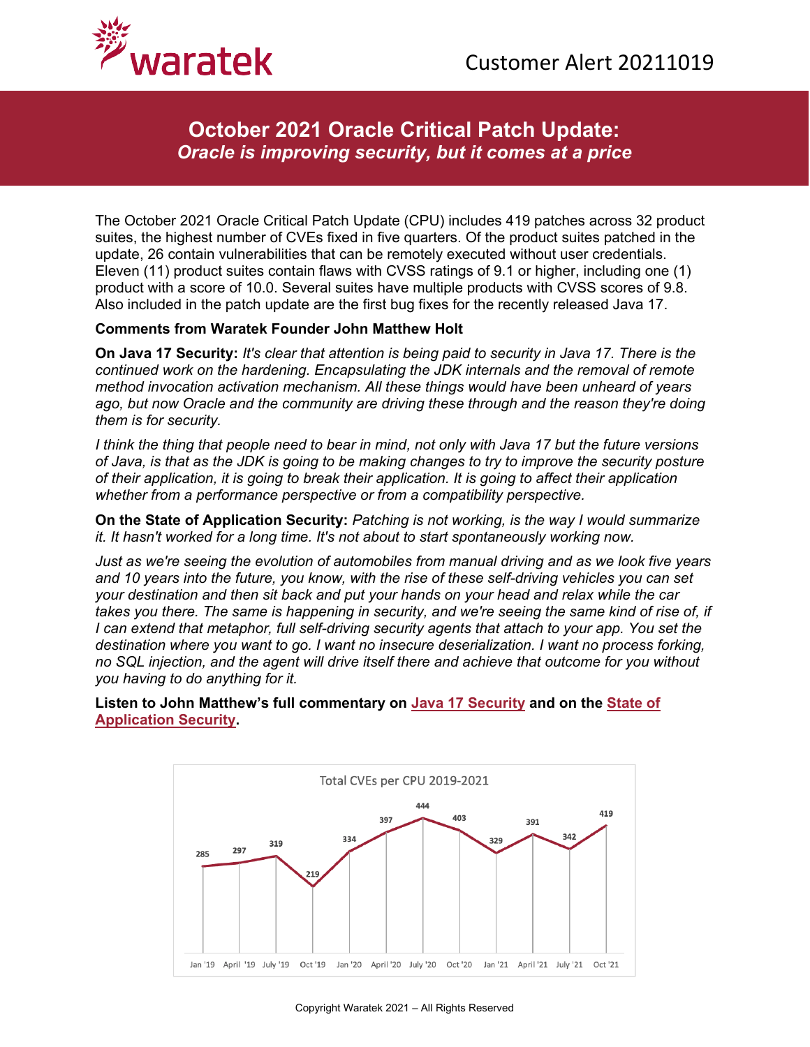Customer Alert 20211019

# October 2021 Oracle Critical Patch Update:
## *Oracle is improving security, but it comes at a price*

The October 2021 Oracle Critical Patch Update (CPU) includes 419 patches across 32 product suites, the highest number of CVEs fixed in five quarters. Of the product suites patched in the update, 26 contain vulnerabilities that can be remotely executed without user credentials. Eleven (11) product suites contain flaws with CVSS ratings of 9.1 or higher, including one (1) product with a score of 10.0. Several suites have multiple products with CVSS scores of 9.8. Also included in the patch update are the first bug fixes for the recently released Java 17.

**Comments from Waratek Founder John Matthew Holt**

**On Java 17 Security:** *It's clear that attention is being paid to security in Java 17. There is the continued work on the hardening. Encapsulating the JDK internals and the removal of remote method invocation activation mechanism. All these things would have been unheard of years ago, but now Oracle and the community are driving these through and the reason they're doing them is for security.*

*I think the thing that people need to bear in mind, not only with Java 17 but the future versions of Java, is that as the JDK is going to be making changes to try to improve the security posture of their application, it is going to break their application. It is going to affect their application whether from a performance perspective or from a compatibility perspective.*

**On the State of Application Security:** *Patching is not working, is the way I would summarize it. It hasn't worked for a long time. It's not about to start spontaneously working now.*

*Just as we're seeing the evolution of automobiles from manual driving and as we look five years and 10 years into the future, you know, with the rise of these self-driving vehicles you can set your destination and then sit back and put your hands on your head and relax while the car takes you there. The same is happening in security, and we're seeing the same kind of rise of, if I can extend that metaphor, full self-driving security agents that attach to your app. You set the destination where you want to go. I want no insecure deserialization. I want no process forking, no SQL injection, and the agent will drive itself there and achieve that outcome for you without you having to do anything for it.*

**Listen to John Matthew's full commentary on Java 17 Security and on the State of Application Security.**

Total CVEs per CPU 2019-2021

| Jan '19 | April '19 | July '19 | Oct '19 | Jan '20 | April '20 | July '20 | Oct '20 | Jan '21 | April '21 | July '21 | Oct '21 |
|---|---|---|---|---|---|---|---|---|---|---|---|
| 285 | 297 | 319 | 219 | 334 | 397 | 444 | 403 | 329 | 391 | 342 | 419 |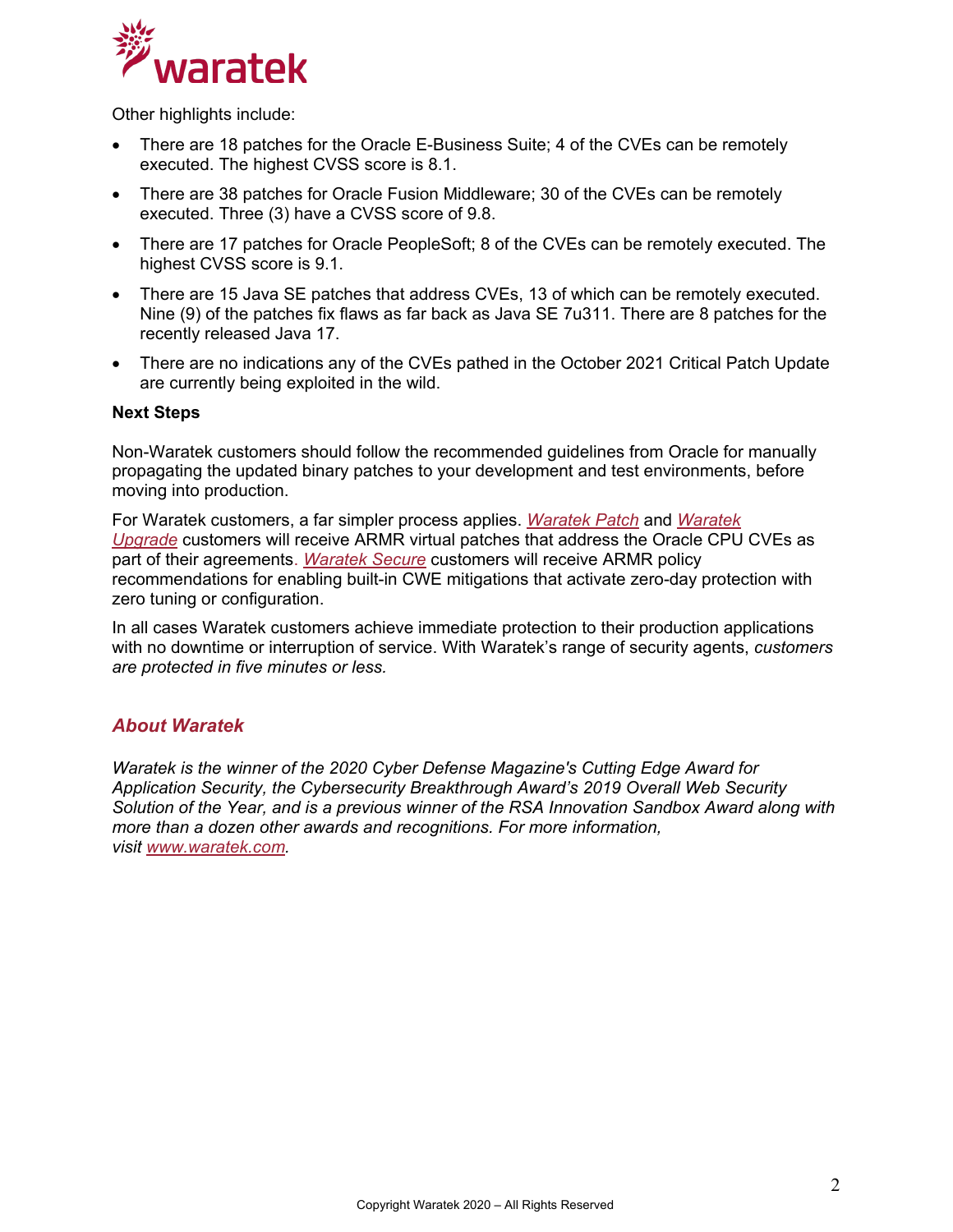Other highlights include:

- There are 18 patches for the Oracle E-Business Suite; 4 of the CVEs can be remotely executed. The highest CVSS score is 8.1.
- There are 38 patches for Oracle Fusion Middleware; 30 of the CVEs can be remotely executed. Three (3) have a CVSS score of 9.8.
- There are 17 patches for Oracle PeopleSoft; 8 of the CVEs can be remotely executed. The highest CVSS score is 9.1.
- There are 15 Java SE patches that address CVEs, 13 of which can be remotely executed. Nine (9) of the patches fix flaws as far back as Java SE 7u311. There are 8 patches for the recently released Java 17.
- There are no indications any of the CVEs pathed in the October 2021 Critical Patch Update are currently being exploited in the wild.

**Next Steps**

Non-Waratek customers should follow the recommended guidelines from Oracle for manually propagating the updated binary patches to your development and test environments, before moving into production.

For Waratek customers, a far simpler process applies. *Waratek Patch* and *Waratek Upgrade* customers will receive ARMR virtual patches that address the Oracle CPU CVEs as part of their agreements. *Waratek Secure* customers will receive ARMR policy recommendations for enabling built-in CWE mitigations that activate zero-day protection with zero tuning or configuration.

In all cases Waratek customers achieve immediate protection to their production applications with no downtime or interruption of service. With Waratek's range of security agents, *customers are protected in five minutes or less.*

## *About Waratek*

*Waratek is the winner of the 2020 Cyber Defense Magazine's Cutting Edge Award for Application Security, the Cybersecurity Breakthrough Award's 2019 Overall Web Security Solution of the Year, and is a previous winner of the RSA Innovation Sandbox Award along with more than a dozen other awards and recognitions. For more information, visit www.waratek.com.*

Copyright Waratek 2020 – All Rights Reserved